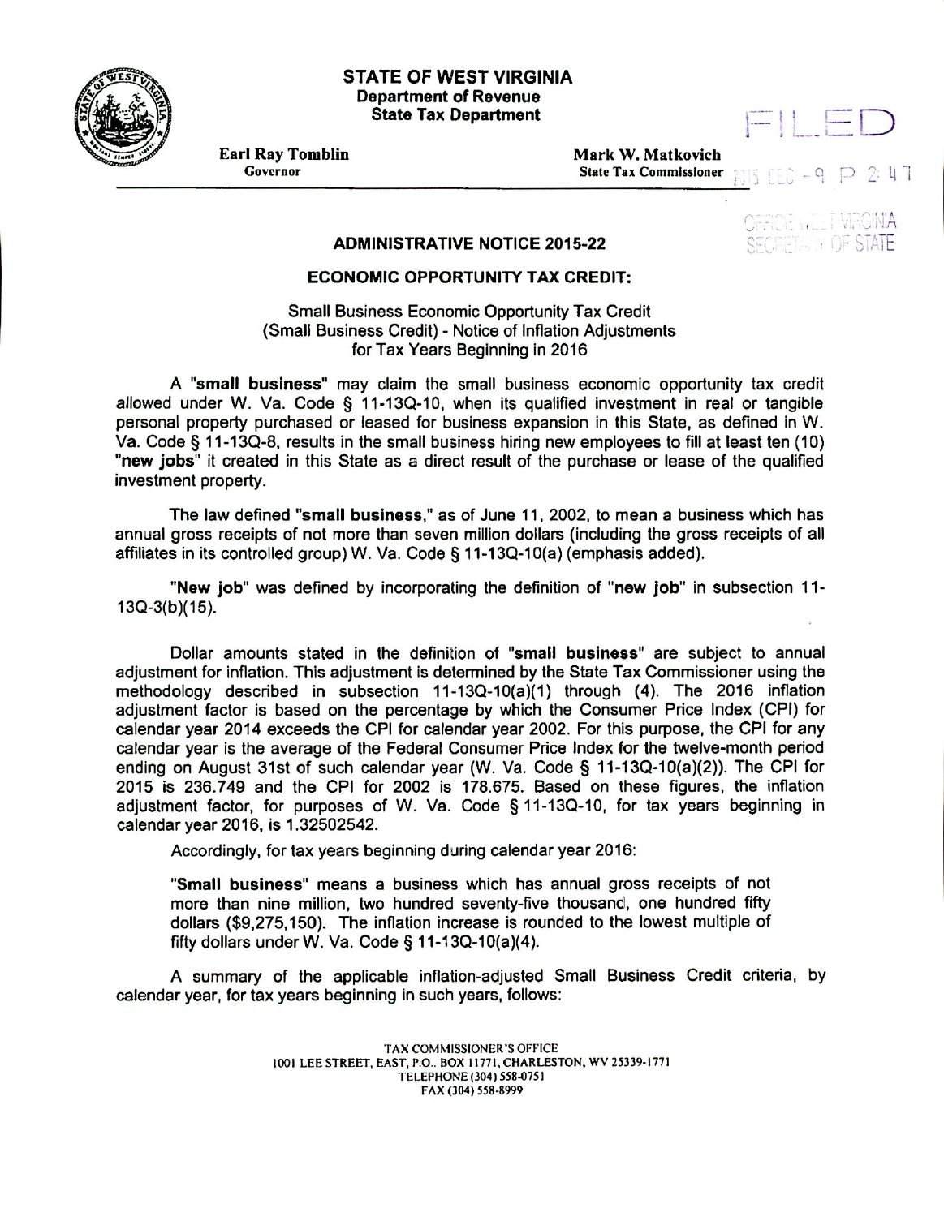**STATE OF WEST VIRGINIA**
**Department of Revenue**
**State Tax Department**

**Earl Ray Tomblin**
Governor

**Mark W. Matkovich**
State Tax Commissioner

FILED

2015 DEC -9 P 2:47

OFFICE WEST VIRGINIA
SECRETARY OF STATE

## ADMINISTRATIVE NOTICE 2015-22

### ECONOMIC OPPORTUNITY TAX CREDIT:

Small Business Economic Opportunity Tax Credit
(Small Business Credit) - Notice of Inflation Adjustments
for Tax Years Beginning in 2016

A "**small business**" may claim the small business economic opportunity tax credit allowed under W. Va. Code § 11-13Q-10, when its qualified investment in real or tangible personal property purchased or leased for business expansion in this State, as defined in W. Va. Code § 11-13Q-8, results in the small business hiring new employees to fill at least ten (10) "**new jobs**" it created in this State as a direct result of the purchase or lease of the qualified investment property.

The law defined "**small business**," as of June 11, 2002, to mean a business which has annual gross receipts of not more than seven million dollars (including the gross receipts of all affiliates in its controlled group) W. Va. Code § 11-13Q-10(a) (emphasis added).

"**New job**" was defined by incorporating the definition of "**new job**" in subsection 11-13Q-3(b)(15).

Dollar amounts stated in the definition of "**small business**" are subject to annual adjustment for inflation. This adjustment is determined by the State Tax Commissioner using the methodology described in subsection 11-13Q-10(a)(1) through (4). The 2016 inflation adjustment factor is based on the percentage by which the Consumer Price Index (CPI) for calendar year 2014 exceeds the CPI for calendar year 2002. For this purpose, the CPI for any calendar year is the average of the Federal Consumer Price Index for the twelve-month period ending on August 31st of such calendar year (W. Va. Code § 11-13Q-10(a)(2)). The CPI for 2015 is 236.749 and the CPI for 2002 is 178.675. Based on these figures, the inflation adjustment factor, for purposes of W. Va. Code § 11-13Q-10, for tax years beginning in calendar year 2016, is 1.32502542.

Accordingly, for tax years beginning during calendar year 2016:

"**Small business**" means a business which has annual gross receipts of not more than nine million, two hundred seventy-five thousand, one hundred fifty dollars ($9,275,150). The inflation increase is rounded to the lowest multiple of fifty dollars under W. Va. Code § 11-13Q-10(a)(4).

A summary of the applicable inflation-adjusted Small Business Credit criteria, by calendar year, for tax years beginning in such years, follows:

TAX COMMISSIONER'S OFFICE
1001 LEE STREET, EAST, P.O.. BOX 11771, CHARLESTON, WV 25339-1771
TELEPHONE (304) 558-0751
FAX (304) 558-8999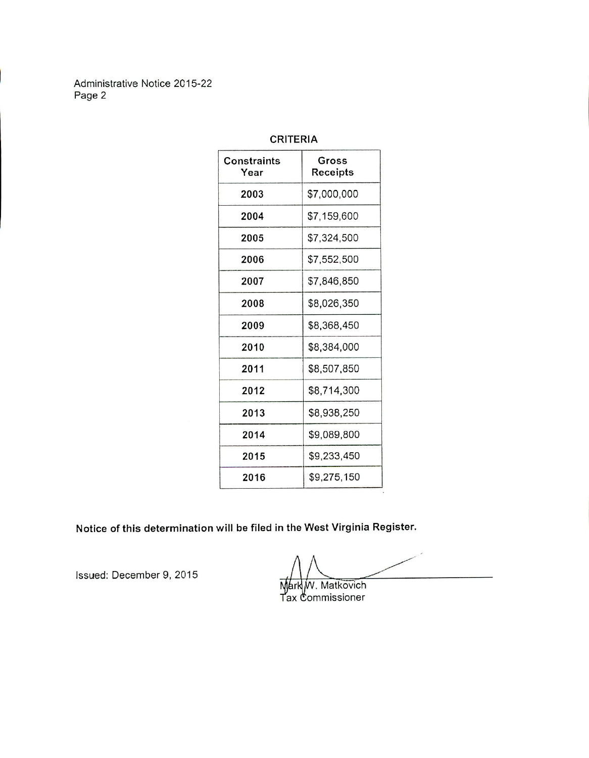CRITERIA

| Constraints Year | Gross Receipts |
|---|---|
| 2003 | $7,000,000 |
| 2004 | $7,159,600 |
| 2005 | $7,324,500 |
| 2006 | $7,552,500 |
| 2007 | $7,846,850 |
| 2008 | $8,026,350 |
| 2009 | $8,368,450 |
| 2010 | $8,384,000 |
| 2011 | $8,507,850 |
| 2012 | $8,714,300 |
| 2013 | $8,938,250 |
| 2014 | $9,089,800 |
| 2015 | $9,233,450 |
| 2016 | $9,275,150 |

**Notice of this determination will be filed in the West Virginia Register.**

Issued: December 9, 2015

Mark W. Matkovich
Tax Commissioner